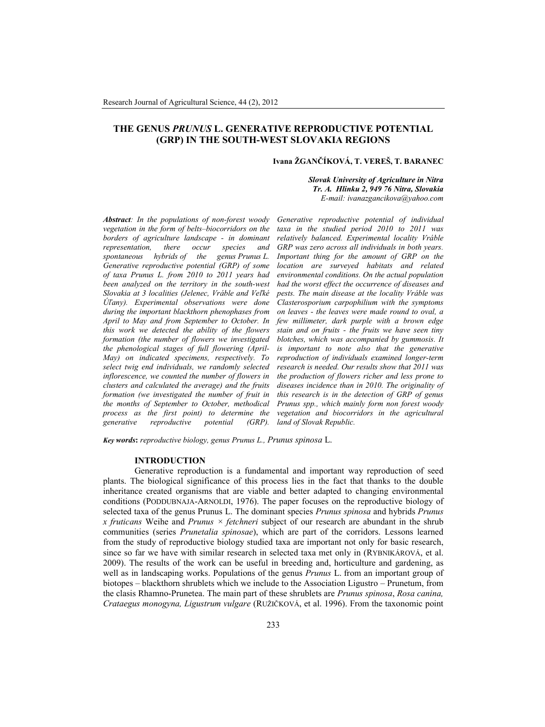# THE GENUS *PRUNUS* L. GENERATIVE REPRODUCTIVE POTENTIAL (GRP) IN THE SOUTH-WEST SLOVAKIA REGIONS

**Ivana ŽGANČÍKOVÁ, T. VEREŠ, T. BARANEC**

***Slovak University of Agriculture in Nitra***
***Tr. A. Hlinku 2, 949 76 Nitra, Slovakia***
*E-mail: ivanazgancikova@yahoo.com*

***Abstract**: In the populations of non-forest woody vegetation in the form of belts–biocorridors on the borders of agriculture landscape - in dominant representation, there occur species and spontaneous hybrids of the genus Prunus L. Generative reproductive potential (GRP) of some of taxa Prunus L. from 2010 to 2011 years had been analyzed on the territory in the south-west Slovakia at 3 localities (Jelenec, Vráble and Veľké Úľany). Experimental observations were done during the important blackthorn phenophases from April to May and from September to October. In this work we detected the ability of the flowers formation (the number of flowers we investigated the phenological stages of full flowering (April-May) on indicated specimens, respectively. To select twig end individuals, we randomly selected inflorescence, we counted the number of flowers in clusters and calculated the average) and the fruits formation (we investigated the number of fruit in the months of September to October, methodical process as the first point) to determine the generative reproductive potential (GRP). Generative reproductive potential of individual taxa in the studied period 2010 to 2011 was relatively balanced. Experimental locality Vráble GRP was zero across all individuals in both years. Important thing for the amount of GRP on the location are surveyed habitats and related environmental conditions. On the actual population had the worst effect the occurrence of diseases and pests. The main disease at the locality Vráble was Clasterosporium carpophilium with the symptoms on leaves - the leaves were made round to oval, a few millimeter, dark purple with a brown edge stain and on fruits - the fruits we have seen tiny blotches, which was accompanied by gummosis. It is important to note also that the generative reproduction of individuals examined longer-term research is needed. Our results show that 2011 was the production of flowers richer and less prone to diseases incidence than in 2010. The originality of this research is in the detection of GRP of genus Prunus spp., which mainly form non forest woody vegetation and biocorridors in the agricultural land of Slovak Republic.*

***Key words**: reproductive biology, genus Prunus L., Prunus spinosa L.*

## INTRODUCTION

Generative reproduction is a fundamental and important way reproduction of seed plants. The biological significance of this process lies in the fact that thanks to the double inheritance created organisms that are viable and better adapted to changing environmental conditions (PODDUBNAJA-ARNOLDI, 1976). The paper focuses on the reproductive biology of selected taxa of the genus Prunus L. The dominant species *Prunus spinosa* and hybrids *Prunus x fruticans* Weihe and *Prunus × fetchneri* subject of our research are abundant in the shrub communities (series *Prunetalia spinosae*), which are part of the corridors. Lessons learned from the study of reproductive biology studied taxa are important not only for basic research, since so far we have with similar research in selected taxa met only in (RYBNIKÁROVÁ, et al. 2009). The results of the work can be useful in breeding and, horticulture and gardening, as well as in landscaping works. Populations of the genus *Prunus* L. from an important group of biotopes – blackthorn shrublets which we include to the Association Ligustro – Prunetum, from the clasis Rhamno-Prunetea. The main part of these shrublets are *Prunus spinosa*, *Rosa canina, Crataegus monogyna, Ligustrum vulgare* (RUŽIČKOVÁ, et al. 1996). From the taxonomic point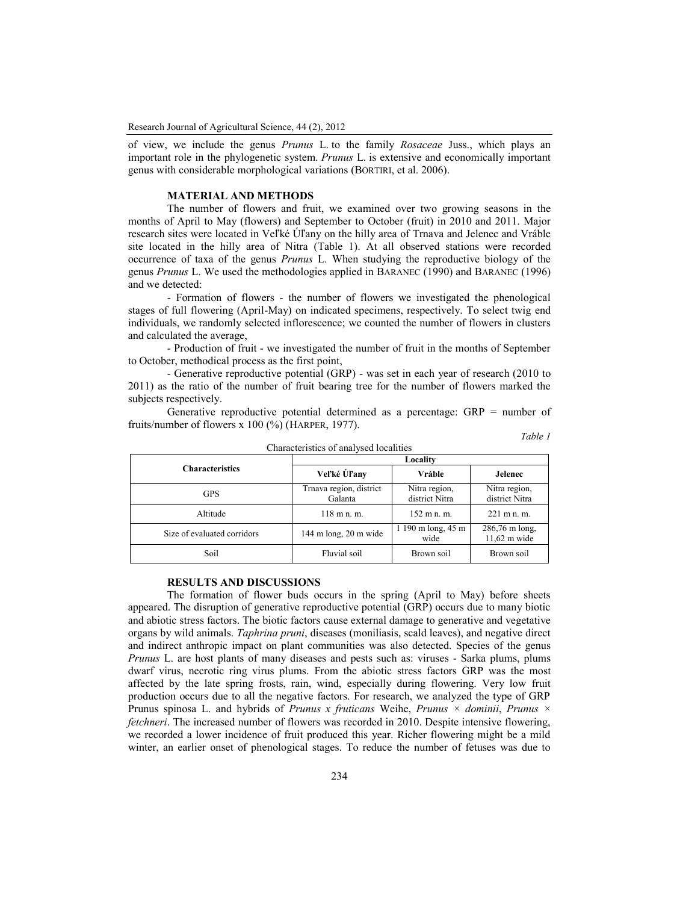of view, we include the genus *Prunus* L. to the family *Rosaceae* Juss., which plays an important role in the phylogenetic system. *Prunus* L. is extensive and economically important genus with considerable morphological variations (BORTIRI, et al. 2006).

## MATERIAL AND METHODS

The number of flowers and fruit, we examined over two growing seasons in the months of April to May (flowers) and September to October (fruit) in 2010 and 2011. Major research sites were located in Veľké Úľany on the hilly area of Trnava and Jelenec and Vráble site located in the hilly area of Nitra (Table 1). At all observed stations were recorded occurrence of taxa of the genus *Prunus* L. When studying the reproductive biology of the genus *Prunus* L. We used the methodologies applied in BARANEC (1990) and BARANEC (1996) and we detected:

- Formation of flowers - the number of flowers we investigated the phenological stages of full flowering (April-May) on indicated specimens, respectively. To select twig end individuals, we randomly selected inflorescence; we counted the number of flowers in clusters and calculated the average,
- Production of fruit - we investigated the number of fruit in the months of September to October, methodical process as the first point,
- Generative reproductive potential (GRP) - was set in each year of research (2010 to 2011) as the ratio of the number of fruit bearing tree for the number of flowers marked the subjects respectively.

Generative reproductive potential determined as a percentage: GRP = number of fruits/number of flowers x 100 (%) (HARPER, 1977).

*Table 1*

Characteristics of analysed localities

| Characteristics | Locality | | |
|---|---|---|---|
| | **Veľké Úľany** | **Vráble** | **Jelenec** |
| GPS | Trnava region, district Galanta | Nitra region, district Nitra | Nitra region, district Nitra |
| Altitude | 118 m n. m. | 152 m n. m. | 221 m n. m. |
| Size of evaluated corridors | 144 m long, 20 m wide | 1 190 m long, 45 m wide | 286,76 m long, 11,62 m wide |
| Soil | Fluvial soil | Brown soil | Brown soil |

## RESULTS AND DISCUSSIONS

The formation of flower buds occurs in the spring (April to May) before sheets appeared. The disruption of generative reproductive potential (GRP) occurs due to many biotic and abiotic stress factors. The biotic factors cause external damage to generative and vegetative organs by wild animals. *Taphrina pruni*, diseases (moniliasis, scald leaves), and negative direct and indirect anthropic impact on plant communities was also detected. Species of the genus *Prunus* L. are host plants of many diseases and pests such as: viruses - Sarka plums, plums dwarf virus, necrotic ring virus plums. From the abiotic stress factors GRP was the most affected by the late spring frosts, rain, wind, especially during flowering. Very low fruit production occurs due to all the negative factors. For research, we analyzed the type of GRP Prunus spinosa L. and hybrids of *Prunus x fruticans* Weihe, *Prunus × dominii*, *Prunus × fetchneri*. The increased number of flowers was recorded in 2010. Despite intensive flowering, we recorded a lower incidence of fruit produced this year. Richer flowering might be a mild winter, an earlier onset of phenological stages. To reduce the number of fetuses was due to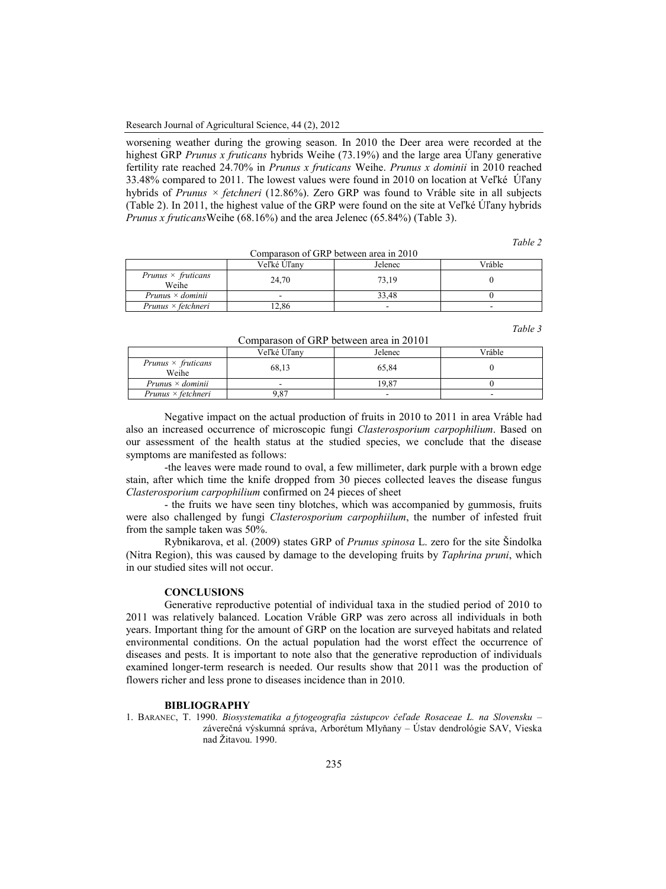worsening weather during the growing season. In 2010 the Deer area were recorded at the highest GRP *Prunus x fruticans* hybrids Weihe (73.19%) and the large area Úľany generative fertility rate reached 24.70% in *Prunus x fruticans* Weihe. *Prunus x dominii* in 2010 reached 33.48% compared to 2011. The lowest values were found in 2010 on location at Veľké Úľany hybrids of *Prunus × fetchneri* (12.86%). Zero GRP was found to Vráble site in all subjects (Table 2). In 2011, the highest value of the GRP were found on the site at Veľké Úľany hybrids *Prunus x fruticans*Weihe (68.16%) and the area Jelenec (65.84%) (Table 3).

*Table 2*

Comparason of GRP between area in 2010

| | Veľké Úľany | Jelenec | Vráble |
|---|---|---|---|
| *Prunus × fruticans* Weihe | 24,70 | 73,19 | 0 |
| *Prunus × dominii* | - | 33,48 | 0 |
| *Prunus × fetchneri* | 12,86 | - | - |

*Table 3*

Comparason of GRP between area in 20101

| | Veľké Úľany | Jelenec | Vráble |
|---|---|---|---|
| *Prunus × fruticans* Weihe | 68,13 | 65,84 | 0 |
| *Prunus × dominii* | - | 19,87 | 0 |
| *Prunus × fetchneri* | 9,87 | - | - |

Negative impact on the actual production of fruits in 2010 to 2011 in area Vráble had also an increased occurrence of microscopic fungi *Clasterosporium carpophilium*. Based on our assessment of the health status at the studied species, we conclude that the disease symptoms are manifested as follows:

-the leaves were made round to oval, a few millimeter, dark purple with a brown edge stain, after which time the knife dropped from 30 pieces collected leaves the disease fungus *Clasterosporium carpophilium* confirmed on 24 pieces of sheet

- the fruits we have seen tiny blotches, which was accompanied by gummosis, fruits were also challenged by fungi *Clasterosporium carpophiilum*, the number of infested fruit from the sample taken was 50%.

Rybnikarova, et al. (2009) states GRP of *Prunus spinosa* L. zero for the site Šindolka (Nitra Region), this was caused by damage to the developing fruits by *Taphrina pruni*, which in our studied sites will not occur.

## CONCLUSIONS

Generative reproductive potential of individual taxa in the studied period of 2010 to 2011 was relatively balanced. Location Vráble GRP was zero across all individuals in both years. Important thing for the amount of GRP on the location are surveyed habitats and related environmental conditions. On the actual population had the worst effect the occurrence of diseases and pests. It is important to note also that the generative reproduction of individuals examined longer-term research is needed. Our results show that 2011 was the production of flowers richer and less prone to diseases incidence than in 2010.

## BIBLIOGRAPHY

1. BARANEC, T. 1990. *Biosystematika a fytogeografia zástupcov čeľade Rosaceae L. na Slovensku* – záverečná výskumná správa, Arborétum Mlyňany – Ústav dendrológie SAV, Vieska nad Žitavou. 1990.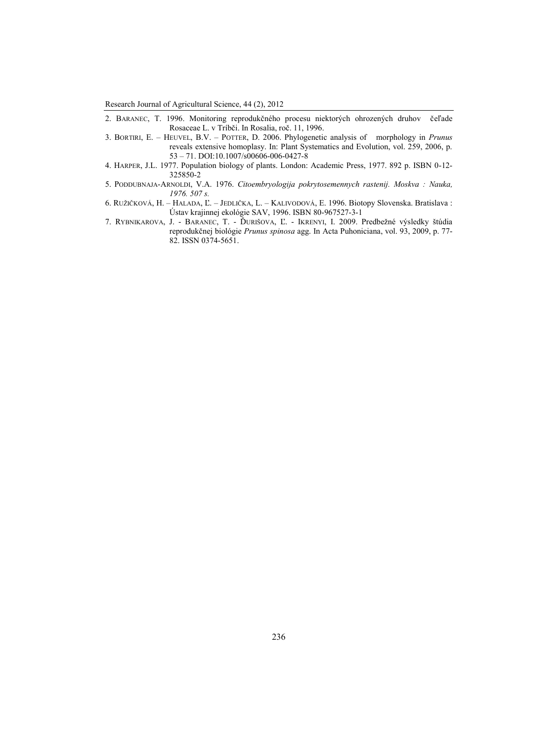2. BARANEC, T. 1996. Monitoring reprodukčného procesu niektorých ohrozených druhov čeľade Rosaceae L. v Tríbči. In Rosalia, roč. 11, 1996.
3. BORTIRI, E. – HEUVEL, B.V. – POTTER, D. 2006. Phylogenetic analysis of morphology in *Prunus* reveals extensive homoplasy. In: Plant Systematics and Evolution, vol. 259, 2006, p. 53 – 71. DOI:10.1007/s00606-006-0427-8
4. HARPER, J.L. 1977. Population biology of plants. London: Academic Press, 1977. 892 p. ISBN 0-12-325850-2
5. PODDUBNAJA-ARNOLDI, V.A. 1976. *Citoembryologija pokrytosemennych rastenij. Moskva : Nauka, 1976. 507 s.*
6. RUŽIČKOVÁ, H. – HALADA, Ľ. – JEDLIČKA, L. – KALIVODOVÁ, E. 1996. Biotopy Slovenska. Bratislava : Ústav krajinnej ekológie SAV, 1996. ISBN 80-967527-3-1
7. RYBNIKAROVA, J. - BARANEC, T. - ĎURIŠOVA, Ľ. - IKRENYI, I. 2009. Predbežné výsledky štúdia reprodukčnej biológie *Prunus spinosa* agg. In Acta Puhoniciana, vol. 93, 2009, p. 77-82. ISSN 0374-5651.